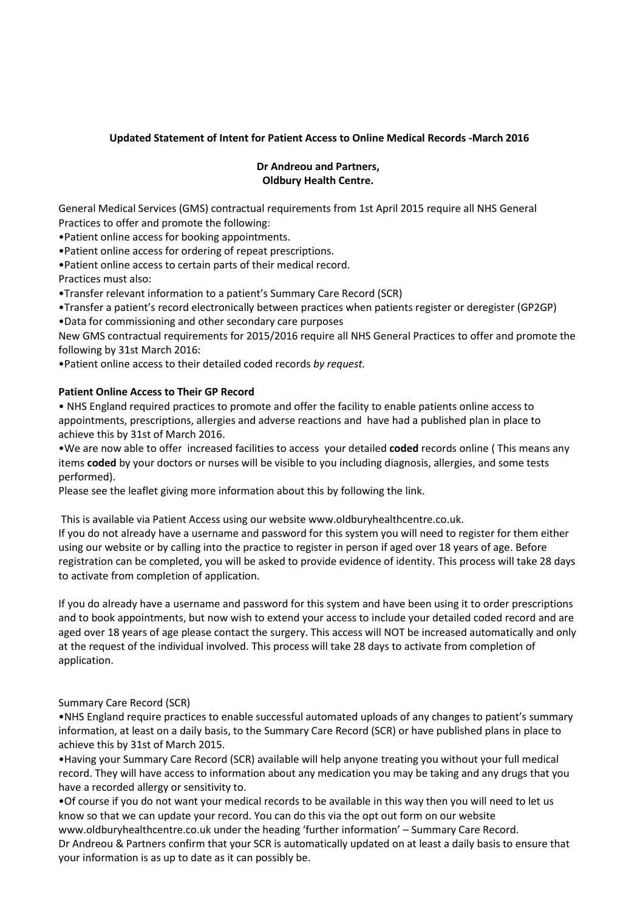**Updated Statement of Intent for Patient Access to Online Medical Records -March 2016**

**Dr Andreou and Partners,**
**Oldbury Health Centre.**

General Medical Services (GMS) contractual requirements from 1st April 2015 require all NHS General Practices to offer and promote the following:

•Patient online access for booking appointments.
•Patient online access for ordering of repeat prescriptions.
•Patient online access to certain parts of their medical record.

Practices must also:

•Transfer relevant information to a patient's Summary Care Record (SCR)
•Transfer a patient's record electronically between practices when patients register or deregister (GP2GP)
•Data for commissioning and other secondary care purposes

New GMS contractual requirements for 2015/2016 require all NHS General Practices to offer and promote the following by 31st March 2016:

•Patient online access to their detailed coded records *by request.*

**Patient Online Access to Their GP Record**

• NHS England required practices to promote and offer the facility to enable patients online access to appointments, prescriptions, allergies and adverse reactions and have had a published plan in place to achieve this by 31st of March 2016.

•We are now able to offer increased facilities to access your detailed **coded** records online ( This means any items **coded** by your doctors or nurses will be visible to you including diagnosis, allergies, and some tests performed).

Please see the leaflet giving more information about this by following the link.

This is available via Patient Access using our website www.oldburyhealthcentre.co.uk.

If you do not already have a username and password for this system you will need to register for them either using our website or by calling into the practice to register in person if aged over 18 years of age. Before registration can be completed, you will be asked to provide evidence of identity. This process will take 28 days to activate from completion of application.

If you do already have a username and password for this system and have been using it to order prescriptions and to book appointments, but now wish to extend your access to include your detailed coded record and are aged over 18 years of age please contact the surgery. This access will NOT be increased automatically and only at the request of the individual involved. This process will take 28 days to activate from completion of application.

Summary Care Record (SCR)

•NHS England require practices to enable successful automated uploads of any changes to patient's summary information, at least on a daily basis, to the Summary Care Record (SCR) or have published plans in place to achieve this by 31st of March 2015.

•Having your Summary Care Record (SCR) available will help anyone treating you without your full medical record. They will have access to information about any medication you may be taking and any drugs that you have a recorded allergy or sensitivity to.

•Of course if you do not want your medical records to be available in this way then you will need to let us know so that we can update your record. You can do this via the opt out form on our website www.oldburyhealthcentre.co.uk under the heading 'further information' – Summary Care Record.

Dr Andreou & Partners confirm that your SCR is automatically updated on at least a daily basis to ensure that your information is as up to date as it can possibly be.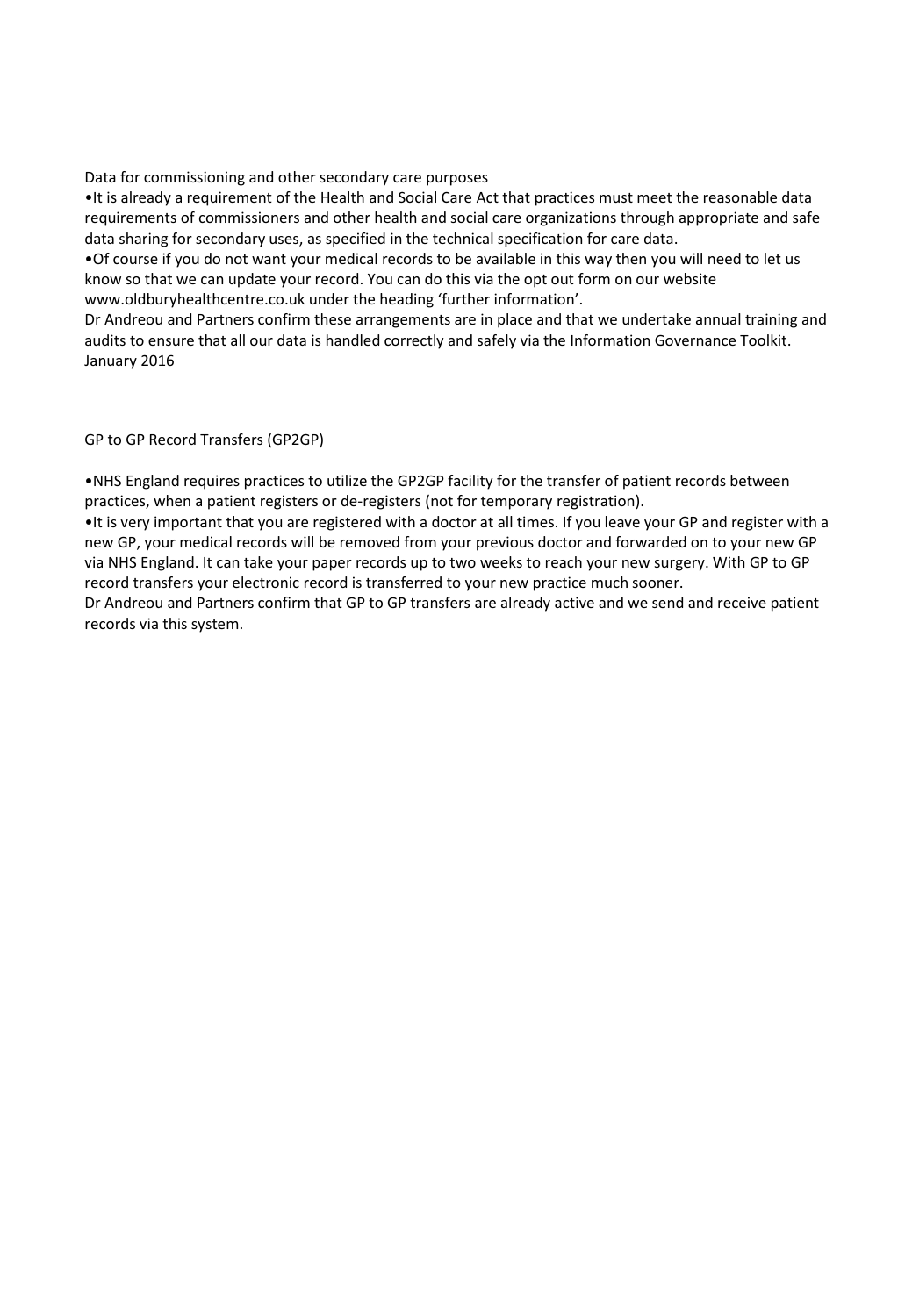## Data for commissioning and other secondary care purposes

- It is already a requirement of the Health and Social Care Act that practices must meet the reasonable data requirements of commissioners and other health and social care organizations through appropriate and safe data sharing for secondary uses, as specified in the technical specification for care data.
- Of course if you do not want your medical records to be available in this way then you will need to let us know so that we can update your record. You can do this via the opt out form on our website www.oldburyhealthcentre.co.uk under the heading 'further information'.

Dr Andreou and Partners confirm these arrangements are in place and that we undertake annual training and audits to ensure that all our data is handled correctly and safely via the Information Governance Toolkit.
January 2016

## GP to GP Record Transfers (GP2GP)

- NHS England requires practices to utilize the GP2GP facility for the transfer of patient records between practices, when a patient registers or de-registers (not for temporary registration).
- It is very important that you are registered with a doctor at all times. If you leave your GP and register with a new GP, your medical records will be removed from your previous doctor and forwarded on to your new GP via NHS England. It can take your paper records up to two weeks to reach your new surgery. With GP to GP record transfers your electronic record is transferred to your new practice much sooner.

Dr Andreou and Partners confirm that GP to GP transfers are already active and we send and receive patient records via this system.